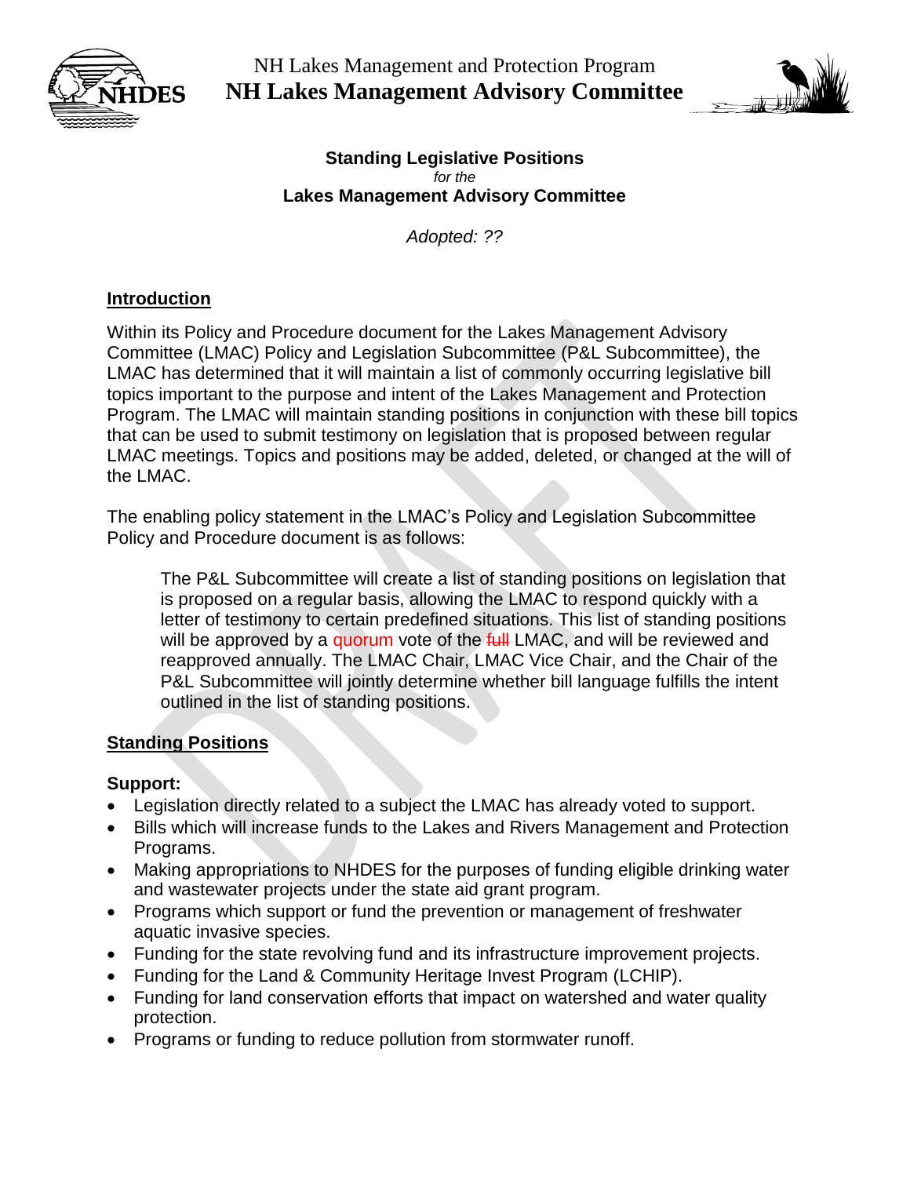NH Lakes Management and Protection Program

**NH Lakes Management Advisory Committee**

**Standing Legislative Positions**
*for the*
**Lakes Management Advisory Committee**

*Adopted: ??*

## Introduction

Within its Policy and Procedure document for the Lakes Management Advisory Committee (LMAC) Policy and Legislation Subcommittee (P&L Subcommittee), the LMAC has determined that it will maintain a list of commonly occurring legislative bill topics important to the purpose and intent of the Lakes Management and Protection Program. The LMAC will maintain standing positions in conjunction with these bill topics that can be used to submit testimony on legislation that is proposed between regular LMAC meetings. Topics and positions may be added, deleted, or changed at the will of the LMAC.

The enabling policy statement in the LMAC's Policy and Legislation Subcommittee Policy and Procedure document is as follows:

> The P&L Subcommittee will create a list of standing positions on legislation that is proposed on a regular basis, allowing the LMAC to respond quickly with a letter of testimony to certain predefined situations. This list of standing positions will be approved by a quorum vote of the ~~full~~ LMAC, and will be reviewed and reapproved annually. The LMAC Chair, LMAC Vice Chair, and the Chair of the P&L Subcommittee will jointly determine whether bill language fulfills the intent outlined in the list of standing positions.

## Standing Positions

**Support:**

- Legislation directly related to a subject the LMAC has already voted to support.
- Bills which will increase funds to the Lakes and Rivers Management and Protection Programs.
- Making appropriations to NHDES for the purposes of funding eligible drinking water and wastewater projects under the state aid grant program.
- Programs which support or fund the prevention or management of freshwater aquatic invasive species.
- Funding for the state revolving fund and its infrastructure improvement projects.
- Funding for the Land & Community Heritage Invest Program (LCHIP).
- Funding for land conservation efforts that impact on watershed and water quality protection.
- Programs or funding to reduce pollution from stormwater runoff.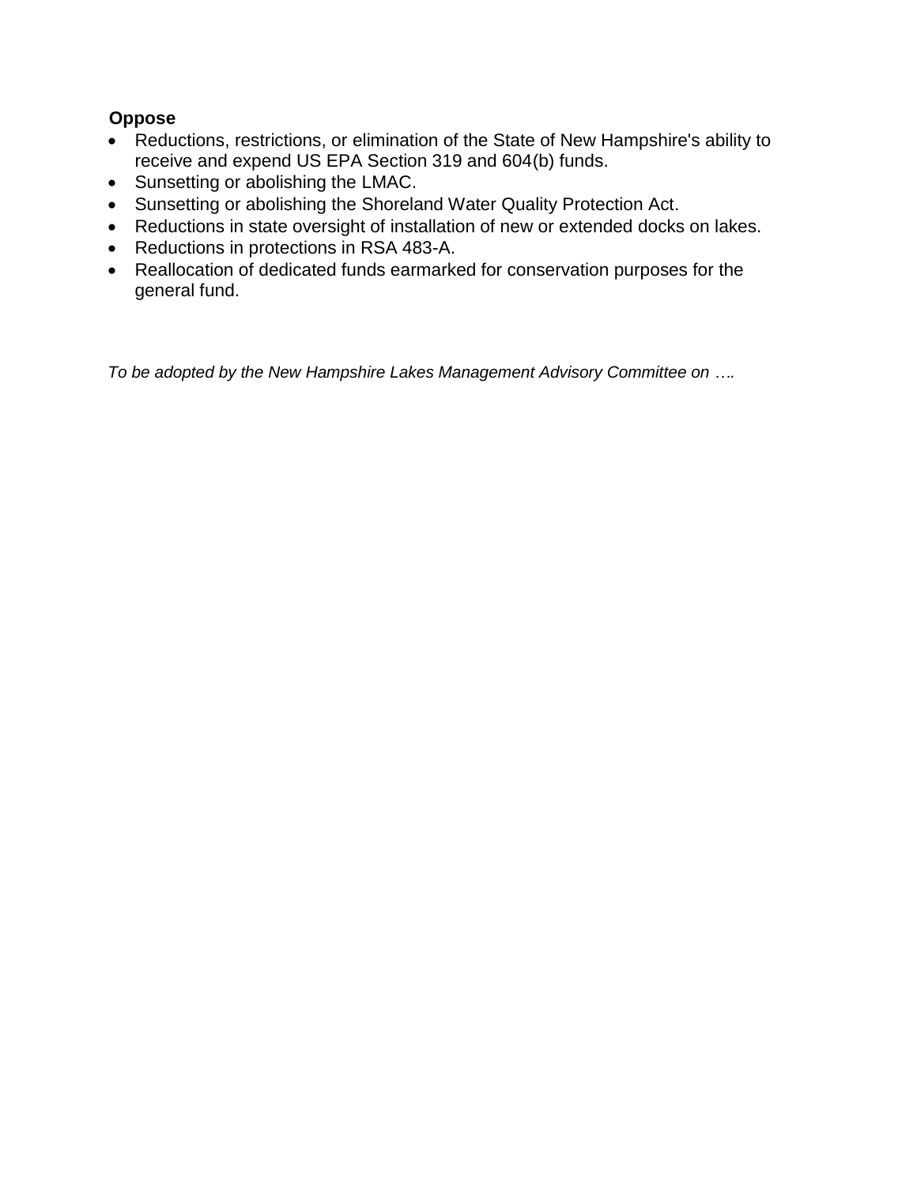**Oppose**

- Reductions, restrictions, or elimination of the State of New Hampshire's ability to receive and expend US EPA Section 319 and 604(b) funds.
- Sunsetting or abolishing the LMAC.
- Sunsetting or abolishing the Shoreland Water Quality Protection Act.
- Reductions in state oversight of installation of new or extended docks on lakes.
- Reductions in protections in RSA 483-A.
- Reallocation of dedicated funds earmarked for conservation purposes for the general fund.

*To be adopted by the New Hampshire Lakes Management Advisory Committee on ….*